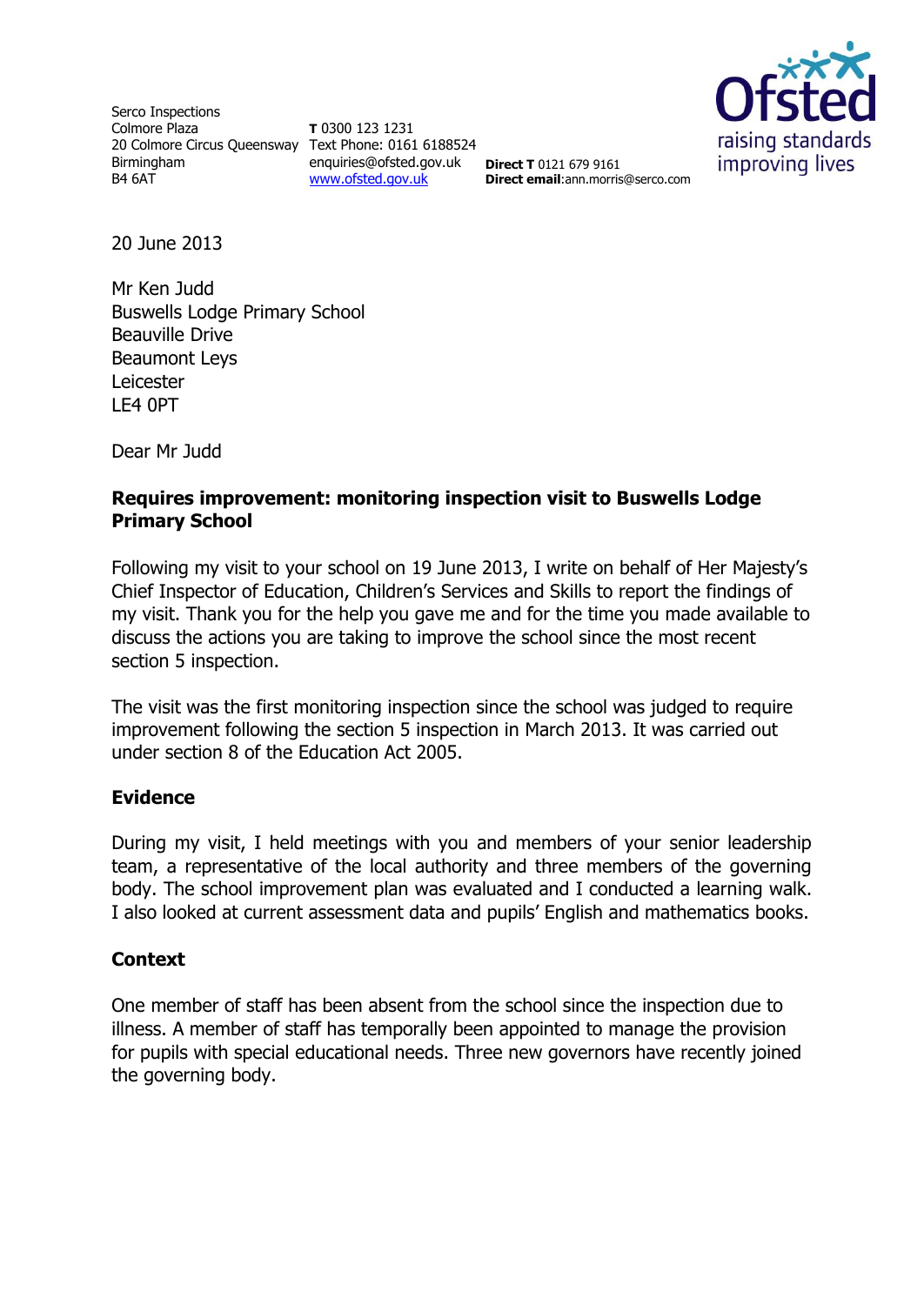Serco Inspections
Colmore Plaza
20 Colmore Circus Queensway
Birmingham
B4 6AT

**T** 0300 123 1231
Text Phone: 0161 6188524
enquiries@ofsted.gov.uk
www.ofsted.gov.uk

**Direct T** 0121 679 9161
**Direct email**:ann.morris@serco.com

Ofsted
raising standards
improving lives

20 June 2013

Mr Ken Judd
Buswells Lodge Primary School
Beauville Drive
Beaumont Leys
Leicester
LE4 0PT

Dear Mr Judd

**Requires improvement: monitoring inspection visit to Buswells Lodge Primary School**

Following my visit to your school on 19 June 2013, I write on behalf of Her Majesty's Chief Inspector of Education, Children's Services and Skills to report the findings of my visit. Thank you for the help you gave me and for the time you made available to discuss the actions you are taking to improve the school since the most recent section 5 inspection.

The visit was the first monitoring inspection since the school was judged to require improvement following the section 5 inspection in March 2013. It was carried out under section 8 of the Education Act 2005.

## Evidence

During my visit, I held meetings with you and members of your senior leadership team, a representative of the local authority and three members of the governing body. The school improvement plan was evaluated and I conducted a learning walk. I also looked at current assessment data and pupils' English and mathematics books.

## Context

One member of staff has been absent from the school since the inspection due to illness. A member of staff has temporally been appointed to manage the provision for pupils with special educational needs. Three new governors have recently joined the governing body.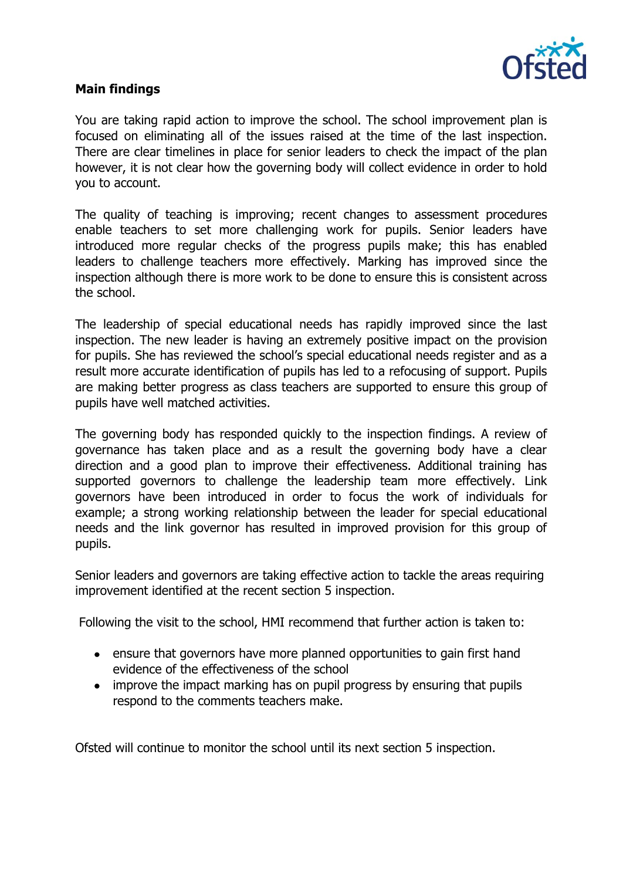## Main findings

You are taking rapid action to improve the school. The school improvement plan is focused on eliminating all of the issues raised at the time of the last inspection. There are clear timelines in place for senior leaders to check the impact of the plan however, it is not clear how the governing body will collect evidence in order to hold you to account.

The quality of teaching is improving; recent changes to assessment procedures enable teachers to set more challenging work for pupils. Senior leaders have introduced more regular checks of the progress pupils make; this has enabled leaders to challenge teachers more effectively. Marking has improved since the inspection although there is more work to be done to ensure this is consistent across the school.

The leadership of special educational needs has rapidly improved since the last inspection. The new leader is having an extremely positive impact on the provision for pupils. She has reviewed the school's special educational needs register and as a result more accurate identification of pupils has led to a refocusing of support. Pupils are making better progress as class teachers are supported to ensure this group of pupils have well matched activities.

The governing body has responded quickly to the inspection findings. A review of governance has taken place and as a result the governing body have a clear direction and a good plan to improve their effectiveness. Additional training has supported governors to challenge the leadership team more effectively. Link governors have been introduced in order to focus the work of individuals for example; a strong working relationship between the leader for special educational needs and the link governor has resulted in improved provision for this group of pupils.

Senior leaders and governors are taking effective action to tackle the areas requiring improvement identified at the recent section 5 inspection.

Following the visit to the school, HMI recommend that further action is taken to:

- ensure that governors have more planned opportunities to gain first hand evidence of the effectiveness of the school
- improve the impact marking has on pupil progress by ensuring that pupils respond to the comments teachers make.

Ofsted will continue to monitor the school until its next section 5 inspection.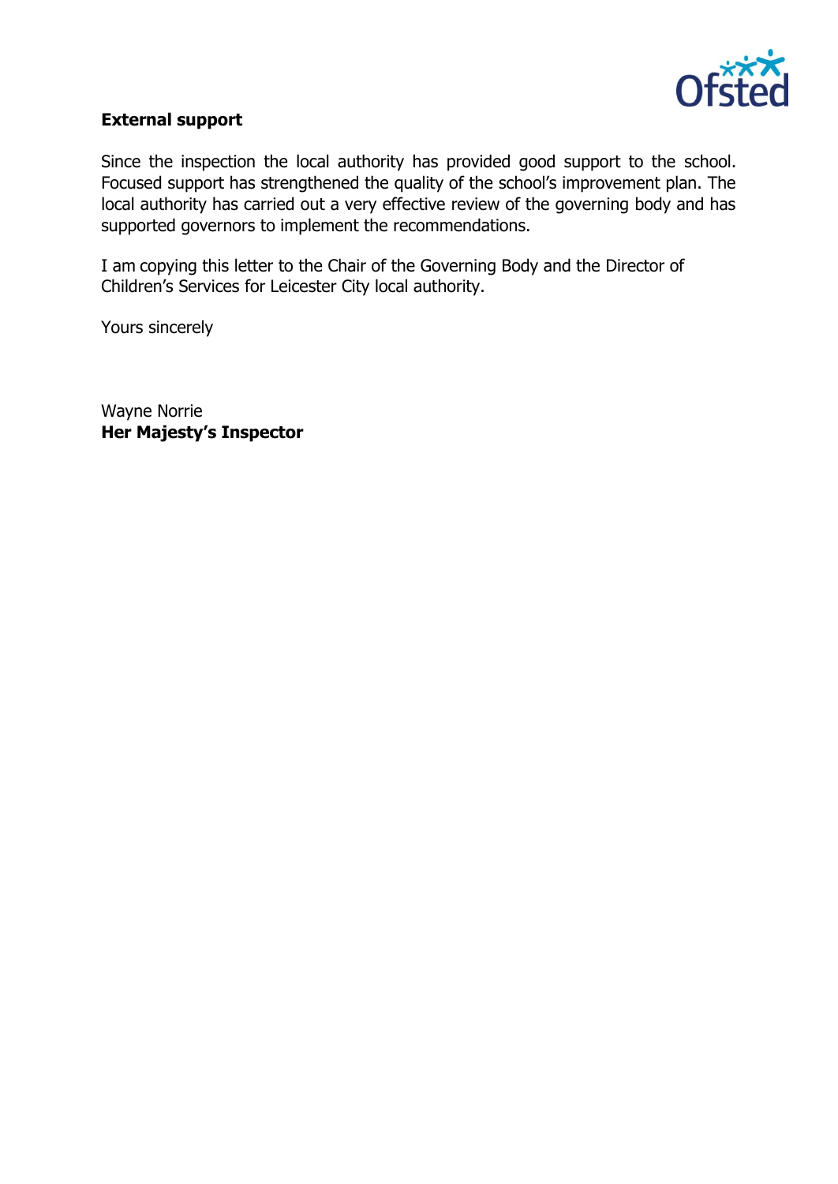## External support

Since the inspection the local authority has provided good support to the school. Focused support has strengthened the quality of the school's improvement plan. The local authority has carried out a very effective review of the governing body and has supported governors to implement the recommendations.

I am copying this letter to the Chair of the Governing Body and the Director of Children's Services for Leicester City local authority.

Yours sincerely

Wayne Norrie
**Her Majesty's Inspector**